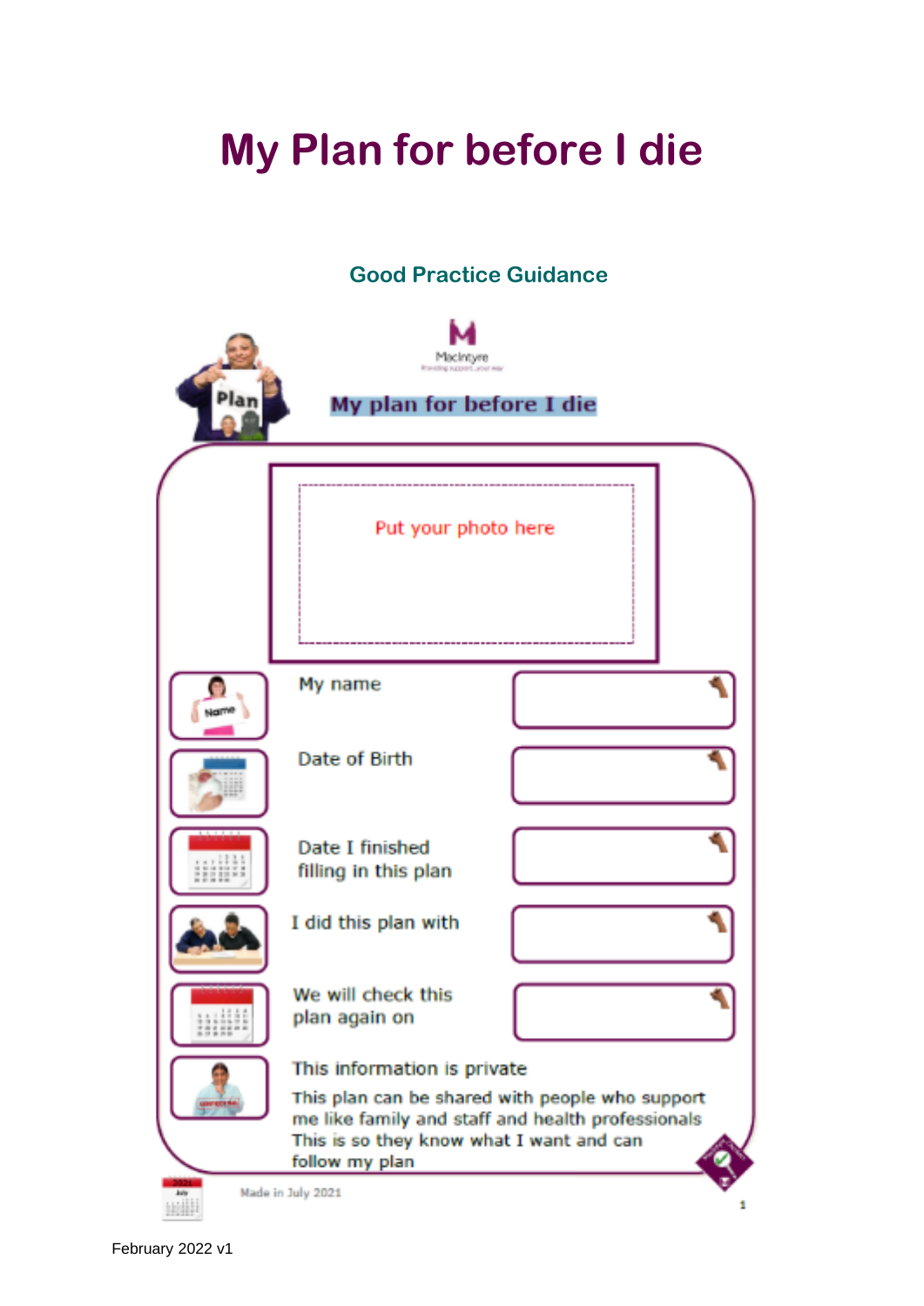# My Plan for before I die

## Good Practice Guidance

MacIntyre

Providing support...your way

**My plan for before I die**

Put your photo here

| | |
|---|---|
| My name | |
| Date of Birth | |
| Date I finished filling in this plan | |
| I did this plan with | |
| We will check this plan again on | |

This information is private

This plan can be shared with people who support me like family and staff and health professionals This is so they know what I want and can follow my plan

Made in July 2021

February 2022 v1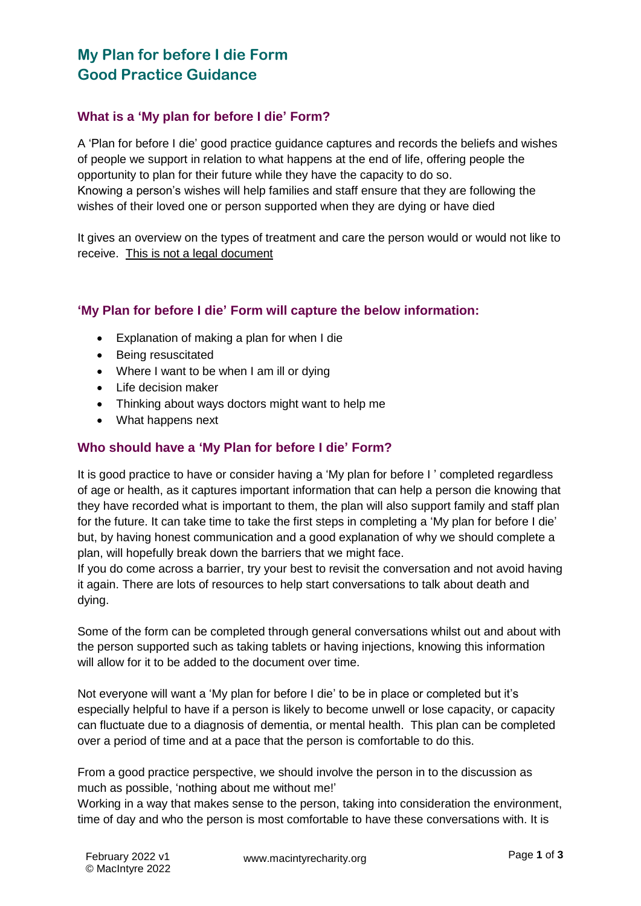# My Plan for before I die Form
# Good Practice Guidance

## What is a 'My plan for before I die' Form?

A 'Plan for before I die' good practice guidance captures and records the beliefs and wishes of people we support in relation to what happens at the end of life, offering people the opportunity to plan for their future while they have the capacity to do so.
Knowing a person's wishes will help families and staff ensure that they are following the wishes of their loved one or person supported when they are dying or have died

It gives an overview on the types of treatment and care the person would or would not like to receive. This is not a legal document

## 'My Plan for before I die' Form will capture the below information:

- Explanation of making a plan for when I die
- Being resuscitated
- Where I want to be when I am ill or dying
- Life decision maker
- Thinking about ways doctors might want to help me
- What happens next

## Who should have a 'My Plan for before I die' Form?

It is good practice to have or consider having a 'My plan for before I ' completed regardless of age or health, as it captures important information that can help a person die knowing that they have recorded what is important to them, the plan will also support family and staff plan for the future. It can take time to take the first steps in completing a 'My plan for before I die' but, by having honest communication and a good explanation of why we should complete a plan, will hopefully break down the barriers that we might face.
If you do come across a barrier, try your best to revisit the conversation and not avoid having it again. There are lots of resources to help start conversations to talk about death and dying.

Some of the form can be completed through general conversations whilst out and about with the person supported such as taking tablets or having injections, knowing this information will allow for it to be added to the document over time.

Not everyone will want a 'My plan for before I die' to be in place or completed but it's especially helpful to have if a person is likely to become unwell or lose capacity, or capacity can fluctuate due to a diagnosis of dementia, or mental health. This plan can be completed over a period of time and at a pace that the person is comfortable to do this.

From a good practice perspective, we should involve the person in to the discussion as much as possible, 'nothing about me without me!'
Working in a way that makes sense to the person, taking into consideration the environment, time of day and who the person is most comfortable to have these conversations with. It is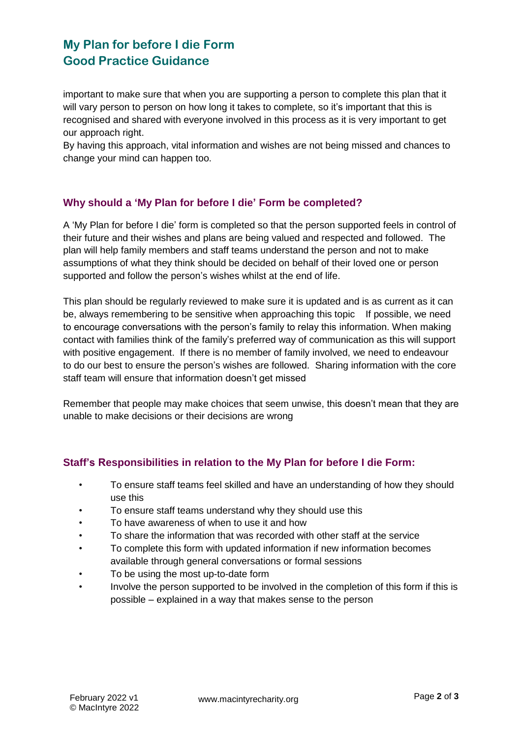important to make sure that when you are supporting a person to complete this plan that it will vary person to person on how long it takes to complete, so it's important that this is recognised and shared with everyone involved in this process as it is very important to get our approach right.

By having this approach, vital information and wishes are not being missed and chances to change your mind can happen too.

## Why should a 'My Plan for before I die' Form be completed?

A 'My Plan for before I die' form is completed so that the person supported feels in control of their future and their wishes and plans are being valued and respected and followed. The plan will help family members and staff teams understand the person and not to make assumptions of what they think should be decided on behalf of their loved one or person supported and follow the person's wishes whilst at the end of life.

This plan should be regularly reviewed to make sure it is updated and is as current as it can be, always remembering to be sensitive when approaching this topic   If possible, we need to encourage conversations with the person's family to relay this information. When making contact with families think of the family's preferred way of communication as this will support with positive engagement. If there is no member of family involved, we need to endeavour to do our best to ensure the person's wishes are followed. Sharing information with the core staff team will ensure that information doesn't get missed

Remember that people may make choices that seem unwise, this doesn't mean that they are unable to make decisions or their decisions are wrong

## Staff's Responsibilities in relation to the My Plan for before I die Form:

- To ensure staff teams feel skilled and have an understanding of how they should use this
- To ensure staff teams understand why they should use this
- To have awareness of when to use it and how
- To share the information that was recorded with other staff at the service
- To complete this form with updated information if new information becomes available through general conversations or formal sessions
- To be using the most up-to-date form
- Involve the person supported to be involved in the completion of this form if this is possible – explained in a way that makes sense to the person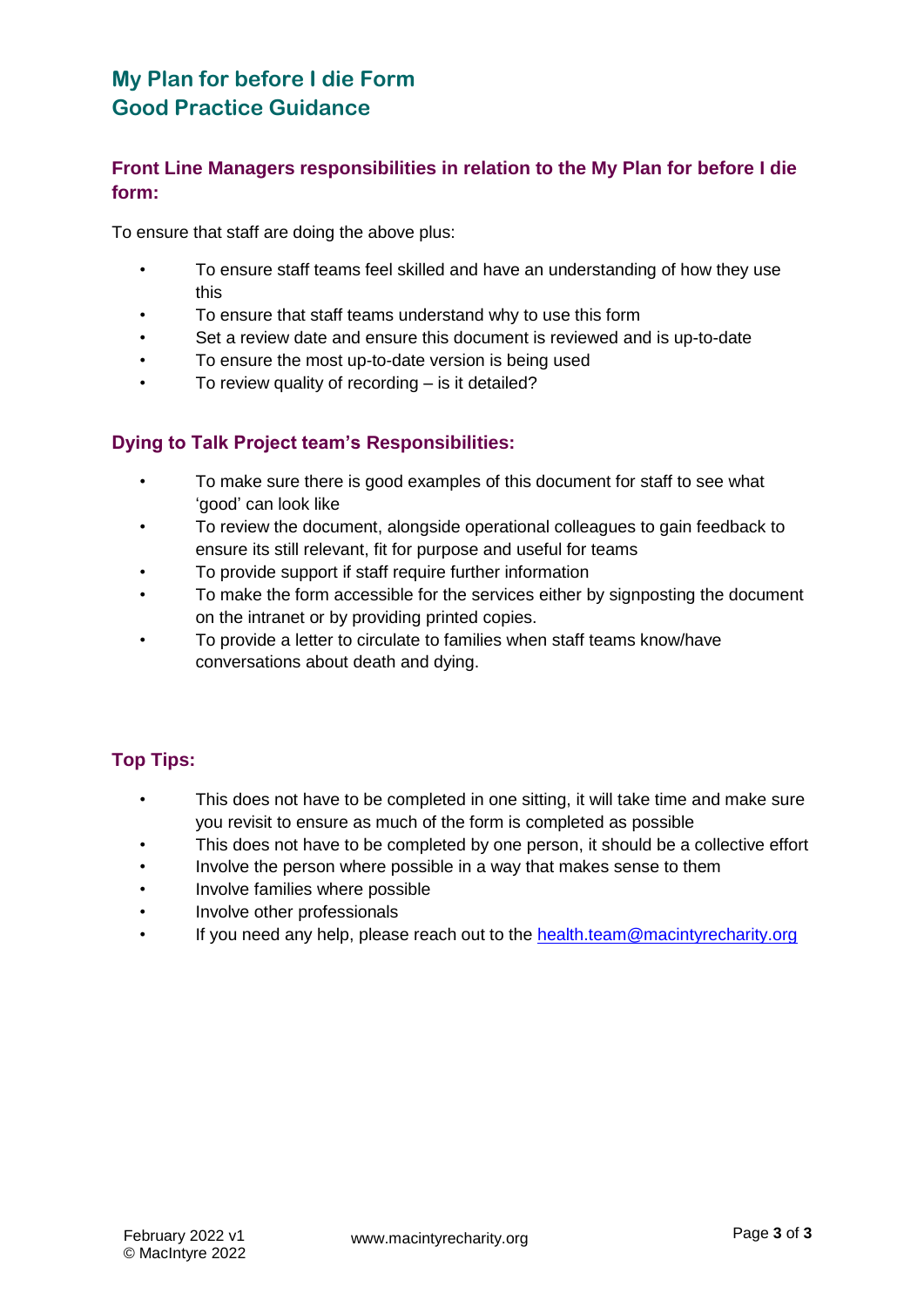# My Plan for before I die Form
# Good Practice Guidance

## Front Line Managers responsibilities in relation to the My Plan for before I die form:

To ensure that staff are doing the above plus:

- To ensure staff teams feel skilled and have an understanding of how they use this
- To ensure that staff teams understand why to use this form
- Set a review date and ensure this document is reviewed and is up-to-date
- To ensure the most up-to-date version is being used
- To review quality of recording – is it detailed?

## Dying to Talk Project team's Responsibilities:

- To make sure there is good examples of this document for staff to see what 'good' can look like
- To review the document, alongside operational colleagues to gain feedback to ensure its still relevant, fit for purpose and useful for teams
- To provide support if staff require further information
- To make the form accessible for the services either by signposting the document on the intranet or by providing printed copies.
- To provide a letter to circulate to families when staff teams know/have conversations about death and dying.

## Top Tips:

- This does not have to be completed in one sitting, it will take time and make sure you revisit to ensure as much of the form is completed as possible
- This does not have to be completed by one person, it should be a collective effort
- Involve the person where possible in a way that makes sense to them
- Involve families where possible
- Involve other professionals
- If you need any help, please reach out to the [health.team@macintyrecharity.org](mailto:health.team@macintyrecharity.org)